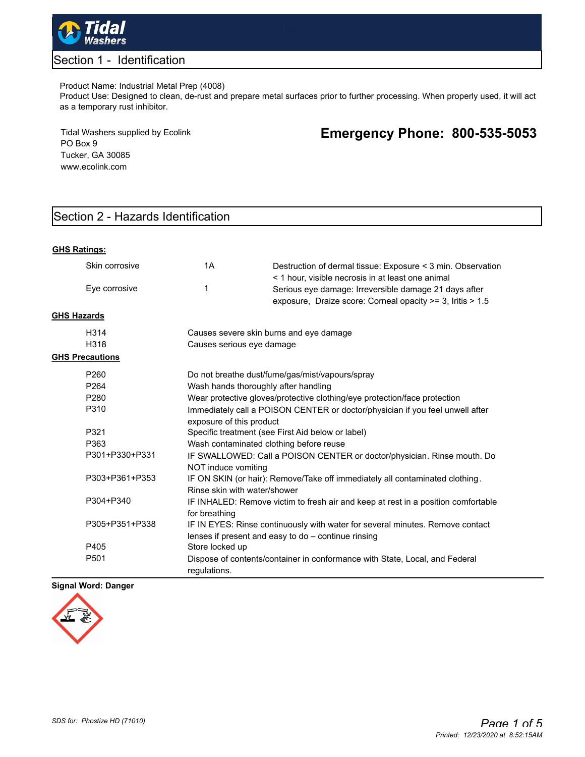Tidal Washers

## Section 1 - Identification

Product Name: Industrial Metal Prep (4008)
Product Use: Designed to clean, de-rust and prepare metal surfaces prior to further processing. When properly used, it will act as a temporary rust inhibitor.

Tidal Washers supplied by Ecolink
PO Box 9
Tucker, GA 30085
www.ecolink.com

**Emergency Phone: 800-535-5053**

## Section 2 - Hazards Identification

**GHS Ratings:**

| | | |
|---|---|---|
| Skin corrosive | 1A | Destruction of dermal tissue: Exposure < 3 min. Observation < 1 hour, visible necrosis in at least one animal |
| Eye corrosive | 1 | Serious eye damage: Irreversible damage 21 days after exposure, Draize score: Corneal opacity >= 3, Iritis > 1.5 |

**GHS Hazards**

| | |
|---|---|
| H314 | Causes severe skin burns and eye damage |
| H318 | Causes serious eye damage |

**GHS Precautions**

| | |
|---|---|
| P260 | Do not breathe dust/fume/gas/mist/vapours/spray |
| P264 | Wash hands thoroughly after handling |
| P280 | Wear protective gloves/protective clothing/eye protection/face protection |
| P310 | Immediately call a POISON CENTER or doctor/physician if you feel unwell after exposure of this product |
| P321 | Specific treatment (see First Aid below or label) |
| P363 | Wash contaminated clothing before reuse |
| P301+P330+P331 | IF SWALLOWED: Call a POISON CENTER or doctor/physician. Rinse mouth. Do NOT induce vomiting |
| P303+P361+P353 | IF ON SKIN (or hair): Remove/Take off immediately all contaminated clothing. Rinse skin with water/shower |
| P304+P340 | IF INHALED: Remove victim to fresh air and keep at rest in a position comfortable for breathing |
| P305+P351+P338 | IF IN EYES: Rinse continuously with water for several minutes. Remove contact lenses if present and easy to do – continue rinsing |
| P405 | Store locked up |
| P501 | Dispose of contents/container in conformance with State, Local, and Federal regulations. |

**Signal Word: Danger**

*SDS for: Phostize HD (71010)*

*Printed: 12/23/2020 at 8:52:15AM*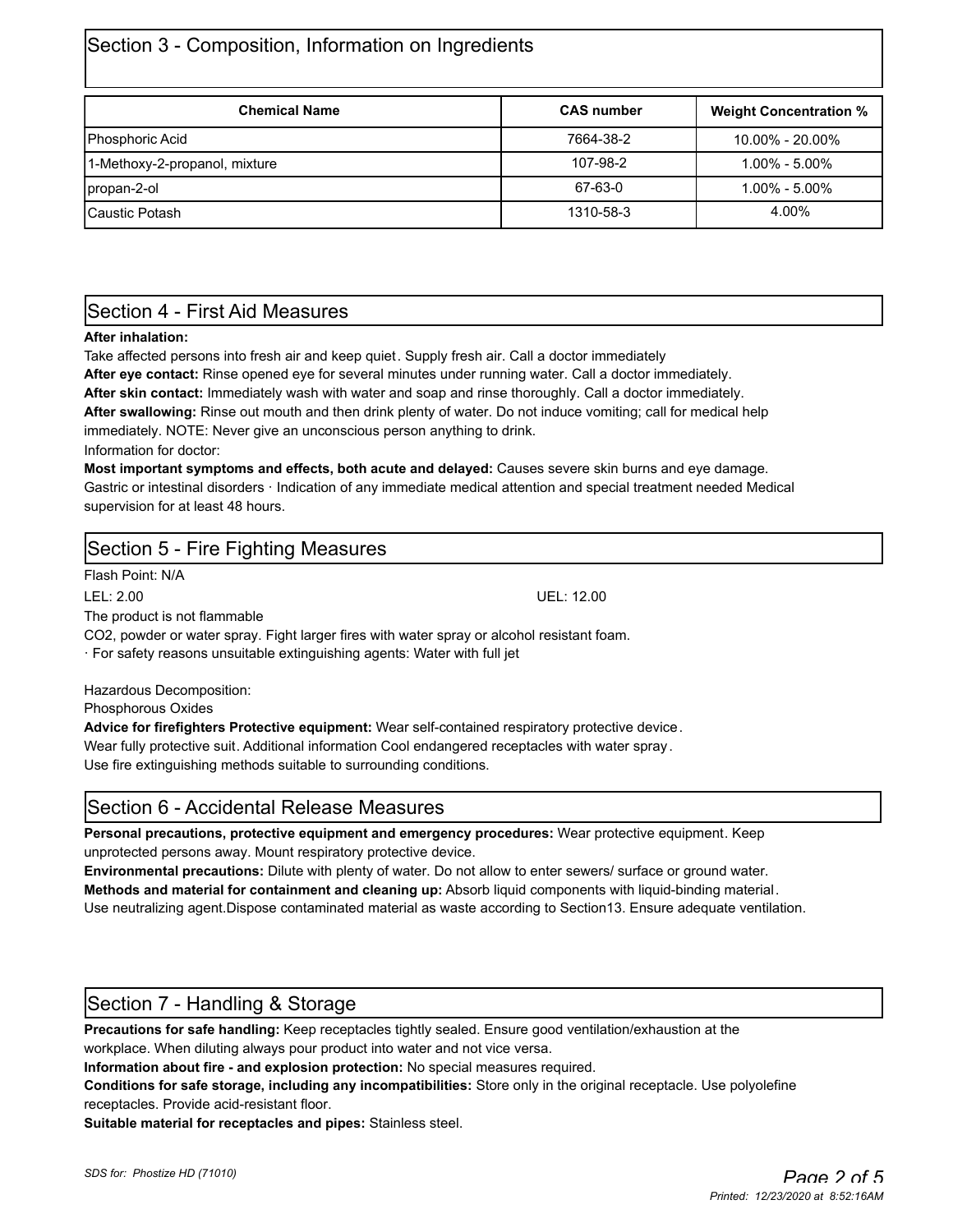## Section 3 - Composition, Information on Ingredients

| Chemical Name | CAS number | Weight Concentration % |
|---|---|---|
| Phosphoric Acid | 7664-38-2 | 10.00% - 20.00% |
| 1-Methoxy-2-propanol, mixture | 107-98-2 | 1.00% - 5.00% |
| propan-2-ol | 67-63-0 | 1.00% - 5.00% |
| Caustic Potash | 1310-58-3 | 4.00% |

## Section 4 - First Aid Measures

**After inhalation:**

Take affected persons into fresh air and keep quiet. Supply fresh air. Call a doctor immediately

**After eye contact:** Rinse opened eye for several minutes under running water. Call a doctor immediately.

**After skin contact:** Immediately wash with water and soap and rinse thoroughly. Call a doctor immediately.

**After swallowing:** Rinse out mouth and then drink plenty of water. Do not induce vomiting; call for medical help immediately. NOTE: Never give an unconscious person anything to drink.

Information for doctor:

**Most important symptoms and effects, both acute and delayed:** Causes severe skin burns and eye damage. Gastric or intestinal disorders · Indication of any immediate medical attention and special treatment needed Medical supervision for at least 48 hours.

## Section 5 - Fire Fighting Measures

Flash Point: N/A

LEL: 2.00 UEL: 12.00

The product is not flammable

CO2, powder or water spray. Fight larger fires with water spray or alcohol resistant foam.

· For safety reasons unsuitable extinguishing agents: Water with full jet

Hazardous Decomposition:

Phosphorous Oxides

**Advice for firefighters Protective equipment:** Wear self-contained respiratory protective device.

Wear fully protective suit. Additional information Cool endangered receptacles with water spray.

Use fire extinguishing methods suitable to surrounding conditions.

## Section 6 - Accidental Release Measures

**Personal precautions, protective equipment and emergency procedures:** Wear protective equipment. Keep unprotected persons away. Mount respiratory protective device.

**Environmental precautions:** Dilute with plenty of water. Do not allow to enter sewers/ surface or ground water.

**Methods and material for containment and cleaning up:** Absorb liquid components with liquid-binding material. Use neutralizing agent.Dispose contaminated material as waste according to Section13. Ensure adequate ventilation.

## Section 7 - Handling & Storage

**Precautions for safe handling:** Keep receptacles tightly sealed. Ensure good ventilation/exhaustion at the workplace. When diluting always pour product into water and not vice versa.

**Information about fire - and explosion protection:** No special measures required.

**Conditions for safe storage, including any incompatibilities:** Store only in the original receptacle. Use polyolefine receptacles. Provide acid-resistant floor.

**Suitable material for receptacles and pipes:** Stainless steel.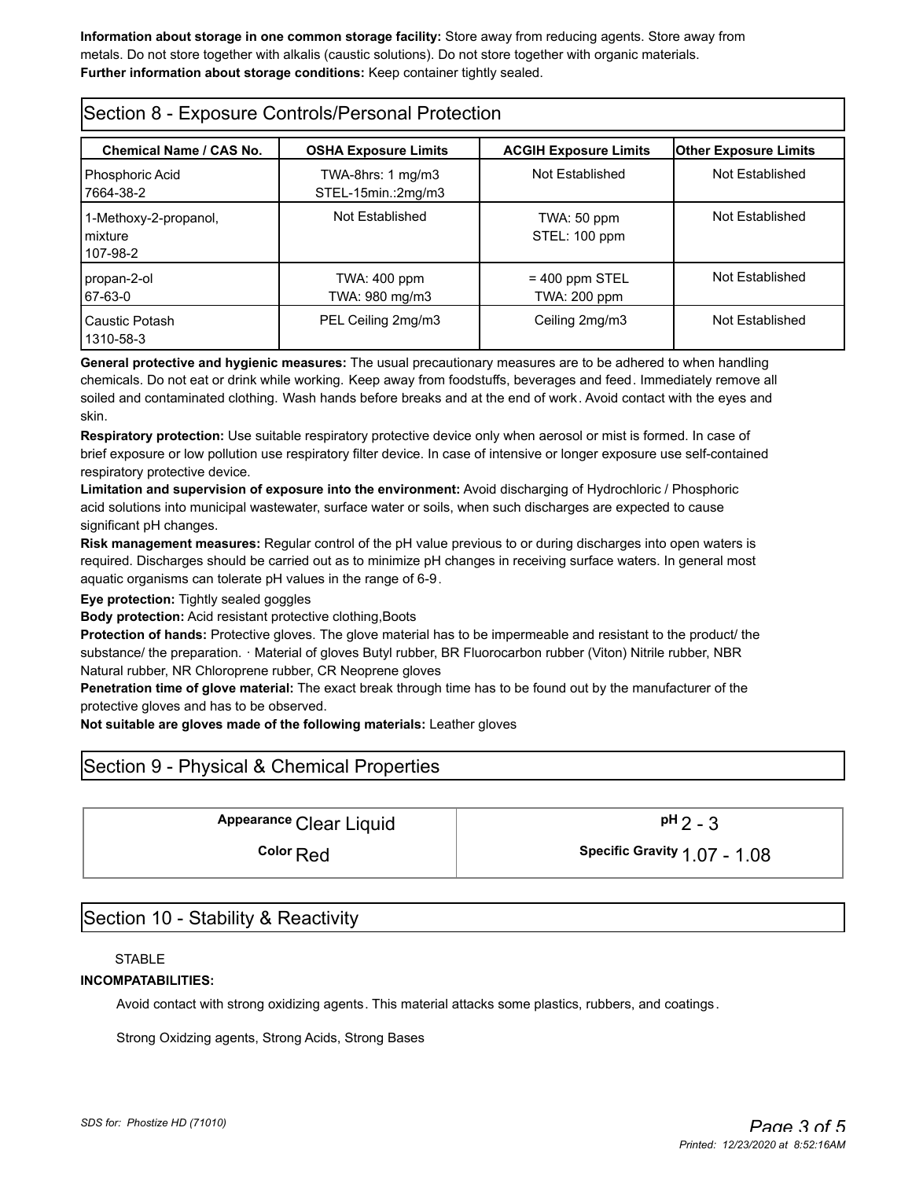**Information about storage in one common storage facility:** Store away from reducing agents. Store away from metals. Do not store together with alkalis (caustic solutions). Do not store together with organic materials.
**Further information about storage conditions:** Keep container tightly sealed.

## Section 8 - Exposure Controls/Personal Protection

| Chemical Name / CAS No. | OSHA Exposure Limits | ACGIH Exposure Limits | Other Exposure Limits |
|---|---|---|---|
| Phosphoric Acid<br>7664-38-2 | TWA-8hrs: 1 mg/m3<br>STEL-15min.:2mg/m3 | Not Established | Not Established |
| 1-Methoxy-2-propanol, mixture<br>107-98-2 | Not Established | TWA: 50 ppm<br>STEL: 100 ppm | Not Established |
| propan-2-ol<br>67-63-0 | TWA: 400 ppm<br>TWA: 980 mg/m3 | = 400 ppm STEL<br>TWA: 200 ppm | Not Established |
| Caustic Potash<br>1310-58-3 | PEL Ceiling 2mg/m3 | Ceiling 2mg/m3 | Not Established |

**General protective and hygienic measures:** The usual precautionary measures are to be adhered to when handling chemicals. Do not eat or drink while working. Keep away from foodstuffs, beverages and feed. Immediately remove all soiled and contaminated clothing. Wash hands before breaks and at the end of work. Avoid contact with the eyes and skin.

**Respiratory protection:** Use suitable respiratory protective device only when aerosol or mist is formed. In case of brief exposure or low pollution use respiratory filter device. In case of intensive or longer exposure use self-contained respiratory protective device.

**Limitation and supervision of exposure into the environment:** Avoid discharging of Hydrochloric / Phosphoric acid solutions into municipal wastewater, surface water or soils, when such discharges are expected to cause significant pH changes.

**Risk management measures:** Regular control of the pH value previous to or during discharges into open waters is required. Discharges should be carried out as to minimize pH changes in receiving surface waters. In general most aquatic organisms can tolerate pH values in the range of 6-9.

**Eye protection:** Tightly sealed goggles

**Body protection:** Acid resistant protective clothing,Boots

**Protection of hands:** Protective gloves. The glove material has to be impermeable and resistant to the product/ the substance/ the preparation. · Material of gloves Butyl rubber, BR Fluorocarbon rubber (Viton) Nitrile rubber, NBR Natural rubber, NR Chloroprene rubber, CR Neoprene gloves

**Penetration time of glove material:** The exact break through time has to be found out by the manufacturer of the protective gloves and has to be observed.

**Not suitable are gloves made of the following materials:** Leather gloves

## Section 9 - Physical & Chemical Properties

| | |
|---|---|
| **Appearance** Clear Liquid | **pH** 2 - 3 |
| **Color** Red | **Specific Gravity** 1.07 - 1.08 |

## Section 10 - Stability & Reactivity

STABLE

**INCOMPATABILITIES:**

Avoid contact with strong oxidizing agents. This material attacks some plastics, rubbers, and coatings.

Strong Oxidzing agents, Strong Acids, Strong Bases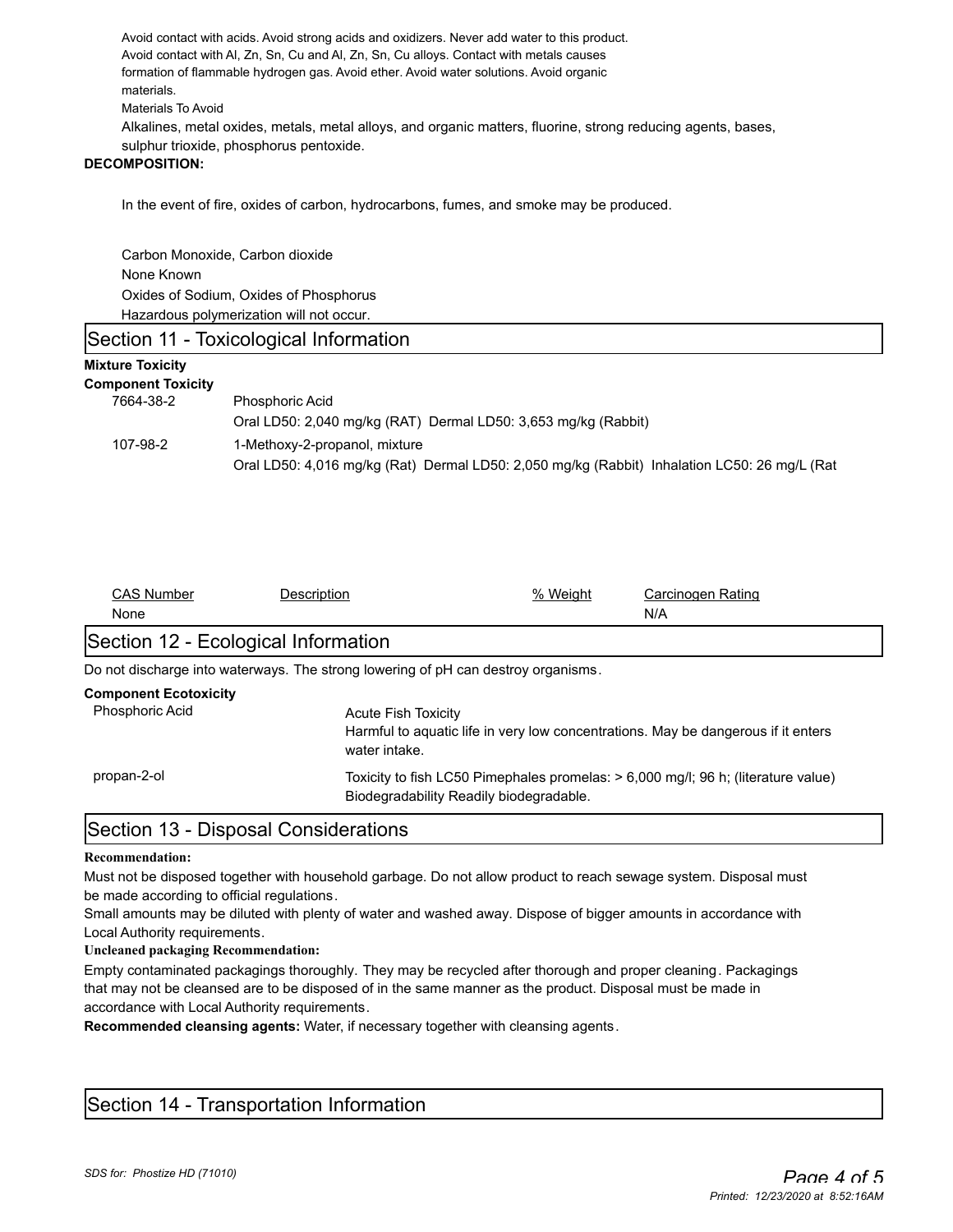Avoid contact with acids. Avoid strong acids and oxidizers. Never add water to this product. Avoid contact with Al, Zn, Sn, Cu and Al, Zn, Sn, Cu alloys. Contact with metals causes formation of flammable hydrogen gas. Avoid ether. Avoid water solutions. Avoid organic materials.

Materials To Avoid

Alkalines, metal oxides, metals, metal alloys, and organic matters, fluorine, strong reducing agents, bases, sulphur trioxide, phosphorus pentoxide.

**DECOMPOSITION:**

In the event of fire, oxides of carbon, hydrocarbons, fumes, and smoke may be produced.

Carbon Monoxide, Carbon dioxide

None Known

Oxides of Sodium, Oxides of Phosphorus

Hazardous polymerization will not occur.

## Section 11 - Toxicological Information

**Mixture Toxicity**

**Component Toxicity**

| | |
|---|---|
| 7664-38-2 | Phosphoric Acid<br>Oral LD50: 2,040 mg/kg (RAT) Dermal LD50: 3,653 mg/kg (Rabbit) |
| 107-98-2 | 1-Methoxy-2-propanol, mixture<br>Oral LD50: 4,016 mg/kg (Rat) Dermal LD50: 2,050 mg/kg (Rabbit) Inhalation LC50: 26 mg/L (Rat |

| CAS Number | Description | % Weight | Carcinogen Rating |
|---|---|---|---|
| None | | | N/A |

## Section 12 - Ecological Information

Do not discharge into waterways. The strong lowering of pH can destroy organisms.

**Component Ecotoxicity**

| | |
|---|---|
| Phosphoric Acid | Acute Fish Toxicity<br>Harmful to aquatic life in very low concentrations. May be dangerous if it enters water intake. |
| propan-2-ol | Toxicity to fish LC50 Pimephales promelas: > 6,000 mg/l; 96 h; (literature value)<br>Biodegradability Readily biodegradable. |

## Section 13 - Disposal Considerations

**Recommendation:**

Must not be disposed together with household garbage. Do not allow product to reach sewage system. Disposal must be made according to official regulations.

Small amounts may be diluted with plenty of water and washed away. Dispose of bigger amounts in accordance with Local Authority requirements.

**Uncleaned packaging Recommendation:**

Empty contaminated packagings thoroughly. They may be recycled after thorough and proper cleaning. Packagings that may not be cleansed are to be disposed of in the same manner as the product. Disposal must be made in accordance with Local Authority requirements.

**Recommended cleansing agents:** Water, if necessary together with cleansing agents.

## Section 14 - Transportation Information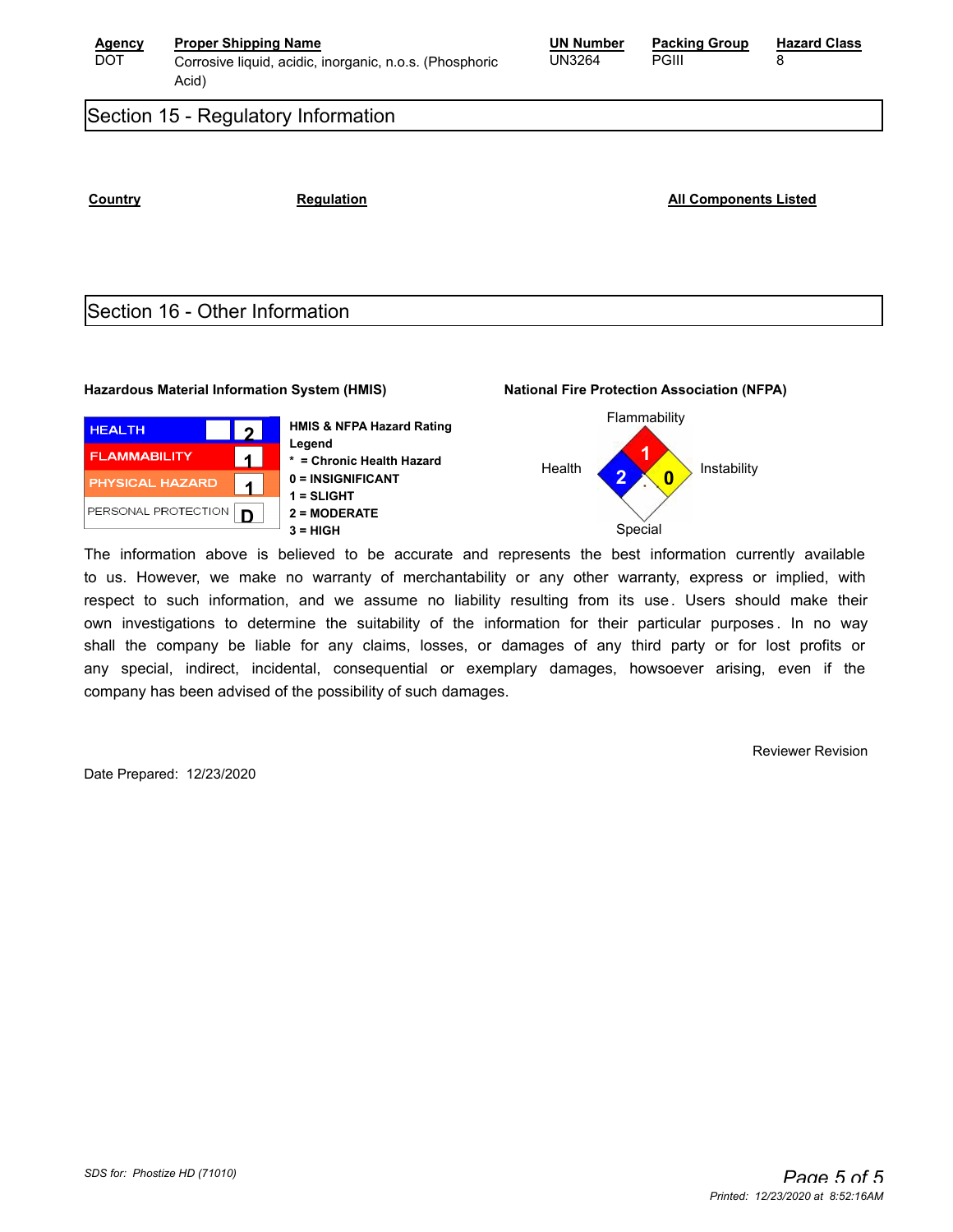| Agency | Proper Shipping Name | UN Number | Packing Group | Hazard Class |
|---|---|---|---|---|
| DOT | Corrosive liquid, acidic, inorganic, n.o.s. (Phosphoric Acid) | UN3264 | PGIII | 8 |

## Section 15 - Regulatory Information

| Country | Regulation | All Components Listed |
|---|---|---|

## Section 16 - Other Information

**Hazardous Material Information System (HMIS)**

| | |
|---|---|
| HEALTH | 2 |
| FLAMMABILITY | 1 |
| PHYSICAL HAZARD | 1 |
| PERSONAL PROTECTION | D |

**HMIS & NFPA Hazard Rating Legend**
**\* = Chronic Health Hazard**
**0 = INSIGNIFICANT**
**1 = SLIGHT**
**2 = MODERATE**
**3 = HIGH**

**National Fire Protection Association (NFPA)**

Flammability
1
Health
2
Instability
0
Special

The information above is believed to be accurate and represents the best information currently available to us. However, we make no warranty of merchantability or any other warranty, express or implied, with respect to such information, and we assume no liability resulting from its use. Users should make their own investigations to determine the suitability of the information for their particular purposes. In no way shall the company be liable for any claims, losses, or damages of any third party or for lost profits or any special, indirect, incidental, consequential or exemplary damages, howsoever arising, even if the company has been advised of the possibility of such damages.

Reviewer Revision

Date Prepared: 12/23/2020

*SDS for: Phostize HD (71010)*

*Printed: 12/23/2020 at 8:52:16AM*